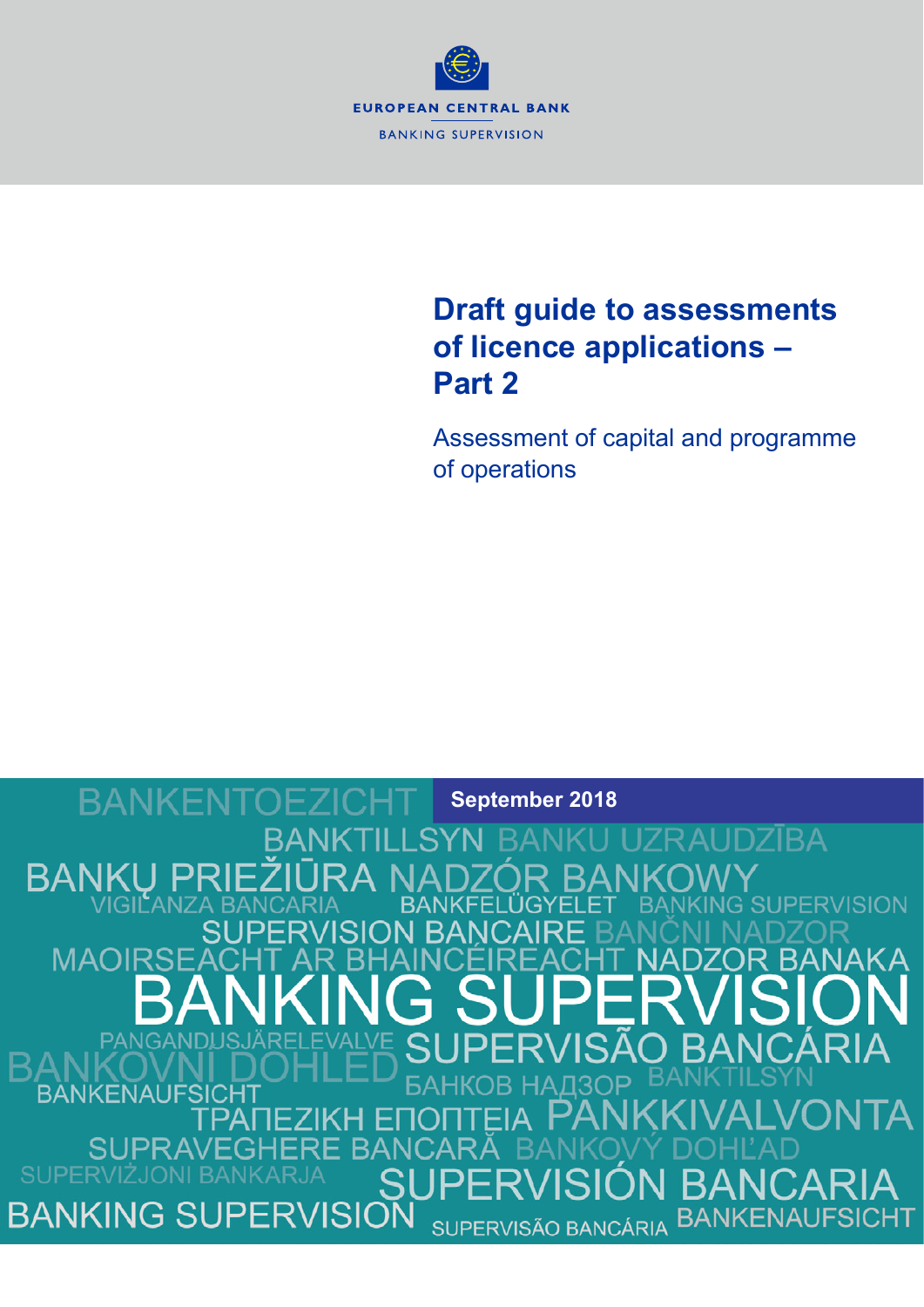EUROPEAN CENTRAL BANK

BANKING SUPERVISION

# Draft guide to assessments of licence applications – Part 2

## Assessment of capital and programme of operations

September 2018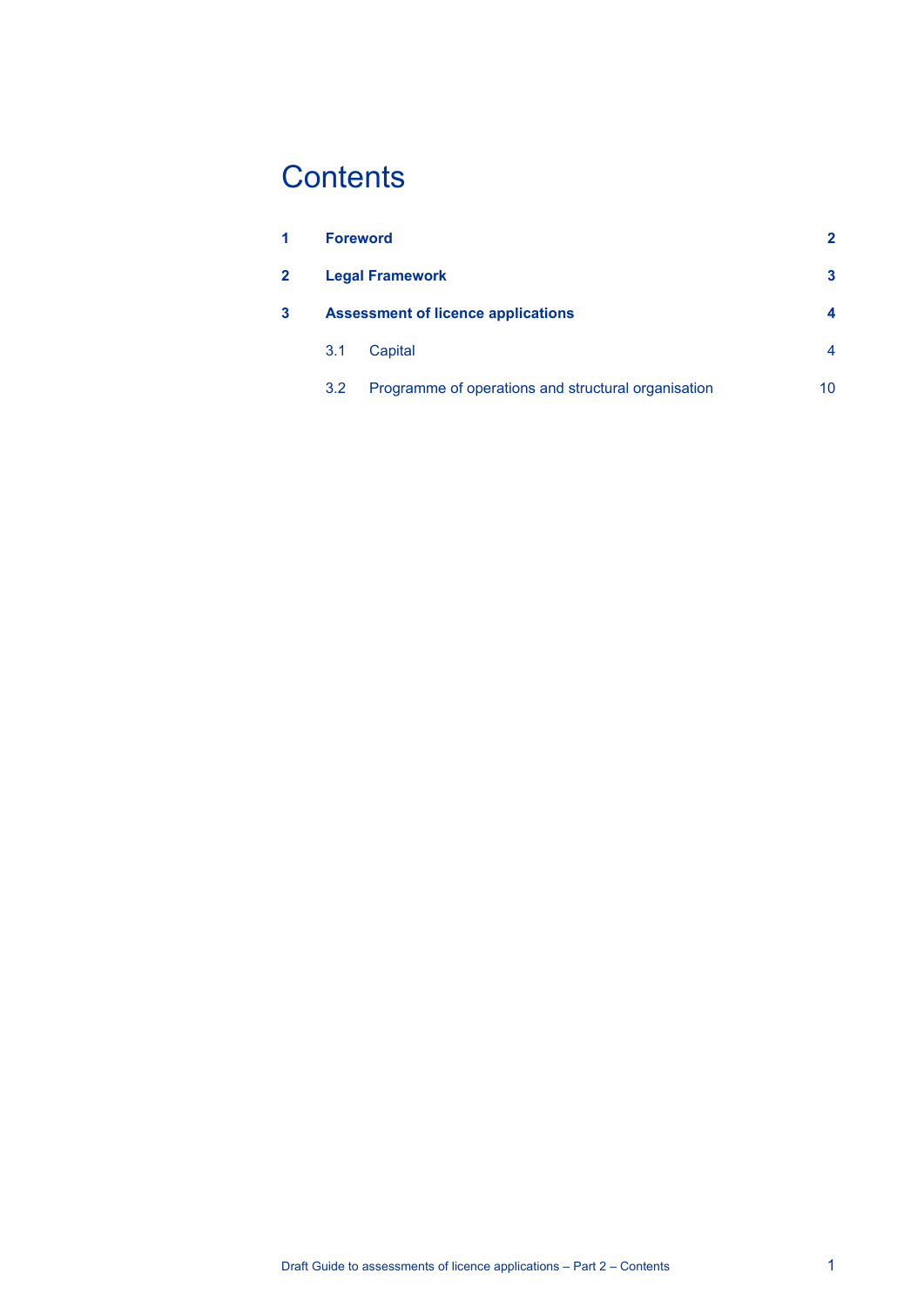# Contents

| | | |
|---|---|---|
| **1** | **Foreword** | **2** |
| **2** | **Legal Framework** | **3** |
| **3** | **Assessment of licence applications** | **4** |
| | 3.1 Capital | 4 |
| | 3.2 Programme of operations and structural organisation | 10 |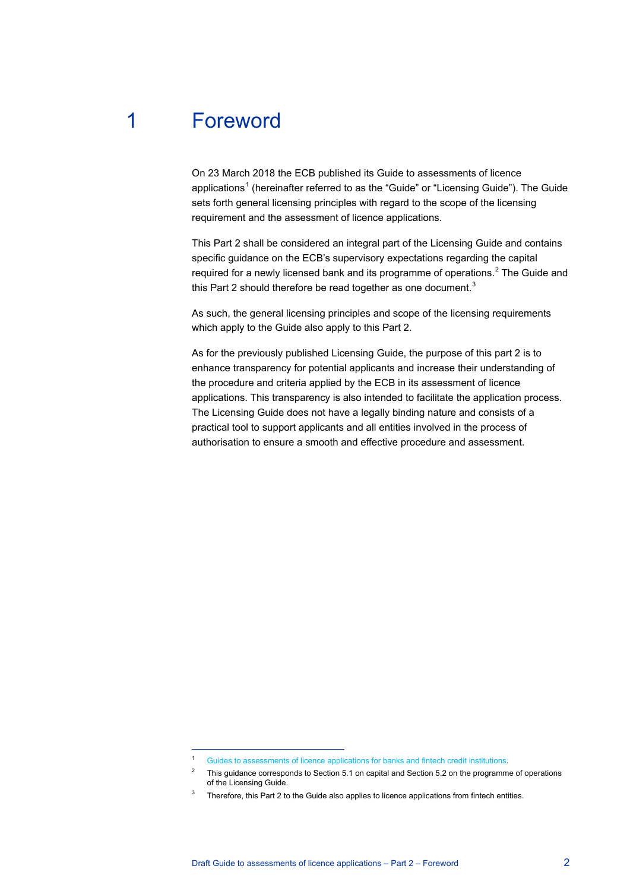# 1 Foreword

On 23 March 2018 the ECB published its Guide to assessments of licence applications[1] (hereinafter referred to as the "Guide" or "Licensing Guide"). The Guide sets forth general licensing principles with regard to the scope of the licensing requirement and the assessment of licence applications.

This Part 2 shall be considered an integral part of the Licensing Guide and contains specific guidance on the ECB's supervisory expectations regarding the capital required for a newly licensed bank and its programme of operations.[2] The Guide and this Part 2 should therefore be read together as one document.[3]

As such, the general licensing principles and scope of the licensing requirements which apply to the Guide also apply to this Part 2.

As for the previously published Licensing Guide, the purpose of this part 2 is to enhance transparency for potential applicants and increase their understanding of the procedure and criteria applied by the ECB in its assessment of licence applications. This transparency is also intended to facilitate the application process. The Licensing Guide does not have a legally binding nature and consists of a practical tool to support applicants and all entities involved in the process of authorisation to ensure a smooth and effective procedure and assessment.

---

[1] Guides to assessments of licence applications for banks and fintech credit institutions.

[2] This guidance corresponds to Section 5.1 on capital and Section 5.2 on the programme of operations of the Licensing Guide.

[3] Therefore, this Part 2 to the Guide also applies to licence applications from fintech entities.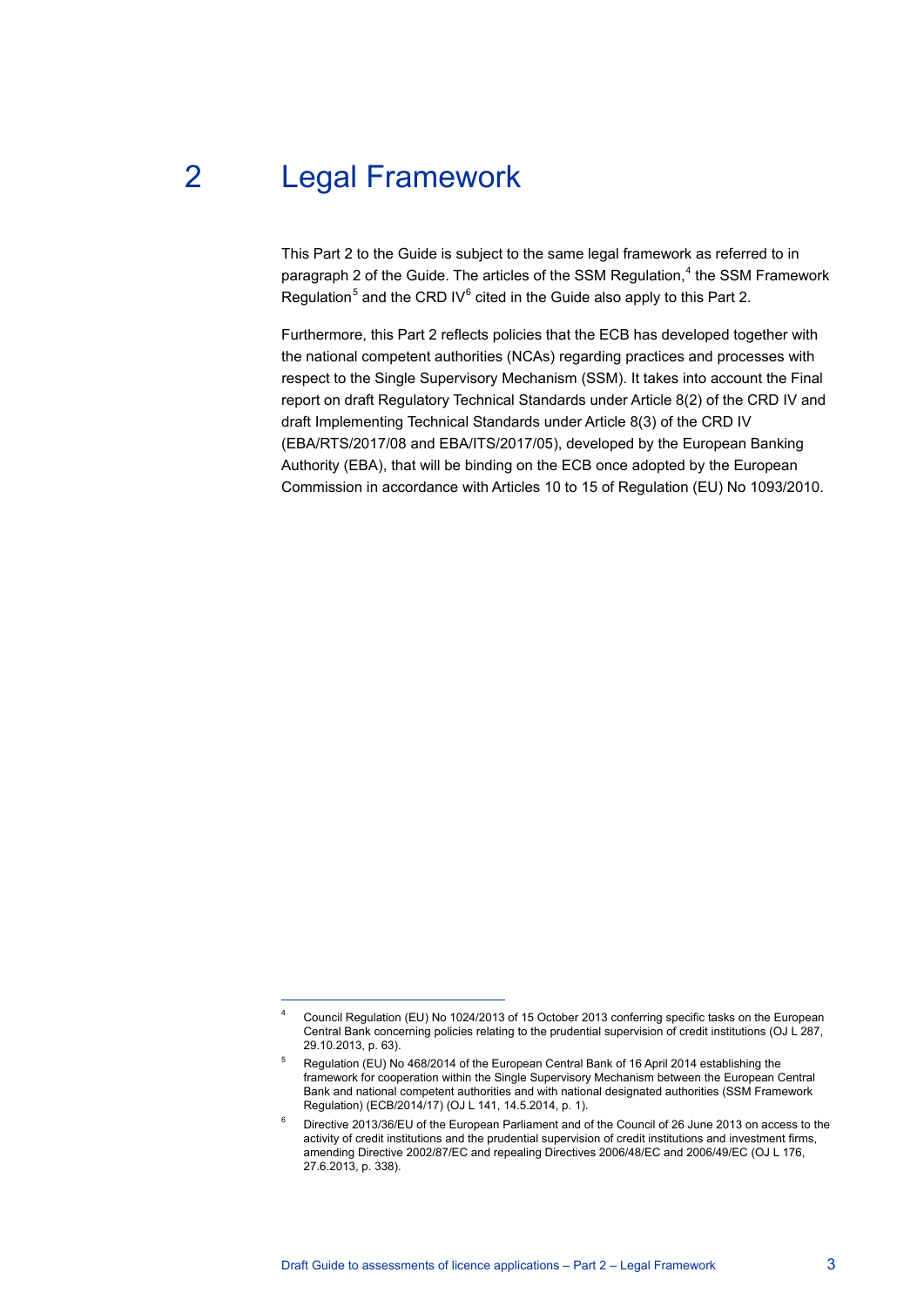# 2 Legal Framework

This Part 2 to the Guide is subject to the same legal framework as referred to in paragraph 2 of the Guide. The articles of the SSM Regulation,[4] the SSM Framework Regulation[5] and the CRD IV[6] cited in the Guide also apply to this Part 2.

Furthermore, this Part 2 reflects policies that the ECB has developed together with the national competent authorities (NCAs) regarding practices and processes with respect to the Single Supervisory Mechanism (SSM). It takes into account the Final report on draft Regulatory Technical Standards under Article 8(2) of the CRD IV and draft Implementing Technical Standards under Article 8(3) of the CRD IV (EBA/RTS/2017/08 and EBA/ITS/2017/05), developed by the European Banking Authority (EBA), that will be binding on the ECB once adopted by the European Commission in accordance with Articles 10 to 15 of Regulation (EU) No 1093/2010.

---

[4] Council Regulation (EU) No 1024/2013 of 15 October 2013 conferring specific tasks on the European Central Bank concerning policies relating to the prudential supervision of credit institutions (OJ L 287, 29.10.2013, p. 63).

[5] Regulation (EU) No 468/2014 of the European Central Bank of 16 April 2014 establishing the framework for cooperation within the Single Supervisory Mechanism between the European Central Bank and national competent authorities and with national designated authorities (SSM Framework Regulation) (ECB/2014/17) (OJ L 141, 14.5.2014, p. 1).

[6] Directive 2013/36/EU of the European Parliament and of the Council of 26 June 2013 on access to the activity of credit institutions and the prudential supervision of credit institutions and investment firms, amending Directive 2002/87/EC and repealing Directives 2006/48/EC and 2006/49/EC (OJ L 176, 27.6.2013, p. 338).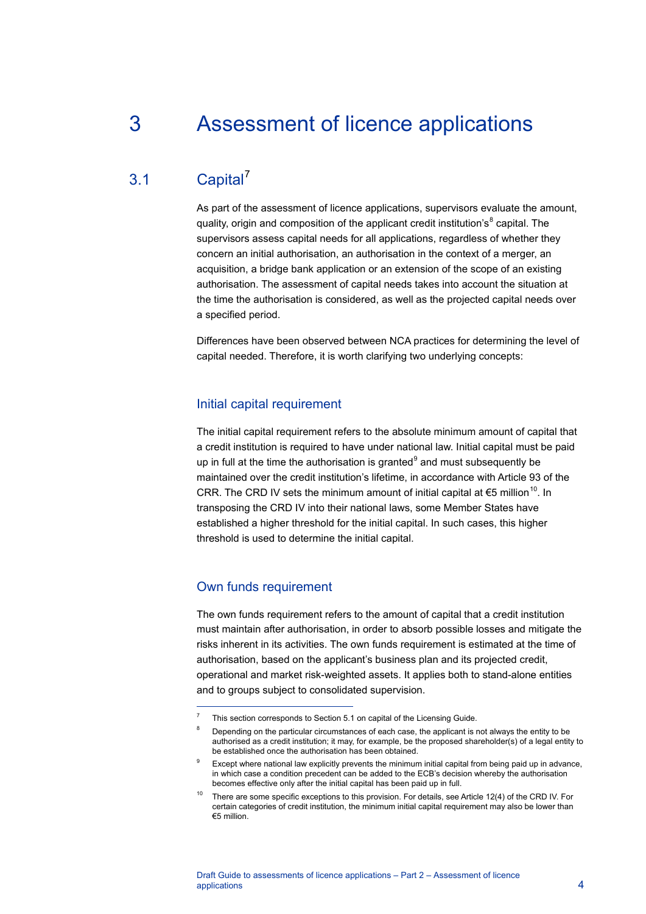# 3 Assessment of licence applications

## 3.1 Capital[7]

As part of the assessment of licence applications, supervisors evaluate the amount, quality, origin and composition of the applicant credit institution's[8] capital. The supervisors assess capital needs for all applications, regardless of whether they concern an initial authorisation, an authorisation in the context of a merger, an acquisition, a bridge bank application or an extension of the scope of an existing authorisation. The assessment of capital needs takes into account the situation at the time the authorisation is considered, as well as the projected capital needs over a specified period.

Differences have been observed between NCA practices for determining the level of capital needed. Therefore, it is worth clarifying two underlying concepts:

### Initial capital requirement

The initial capital requirement refers to the absolute minimum amount of capital that a credit institution is required to have under national law. Initial capital must be paid up in full at the time the authorisation is granted[9] and must subsequently be maintained over the credit institution's lifetime, in accordance with Article 93 of the CRR. The CRD IV sets the minimum amount of initial capital at €5 million[10]. In transposing the CRD IV into their national laws, some Member States have established a higher threshold for the initial capital. In such cases, this higher threshold is used to determine the initial capital.

### Own funds requirement

The own funds requirement refers to the amount of capital that a credit institution must maintain after authorisation, in order to absorb possible losses and mitigate the risks inherent in its activities. The own funds requirement is estimated at the time of authorisation, based on the applicant's business plan and its projected credit, operational and market risk-weighted assets. It applies both to stand-alone entities and to groups subject to consolidated supervision.

---

[7] This section corresponds to Section 5.1 on capital of the Licensing Guide.

[8] Depending on the particular circumstances of each case, the applicant is not always the entity to be authorised as a credit institution; it may, for example, be the proposed shareholder(s) of a legal entity to be established once the authorisation has been obtained.

[9] Except where national law explicitly prevents the minimum initial capital from being paid up in advance, in which case a condition precedent can be added to the ECB's decision whereby the authorisation becomes effective only after the initial capital has been paid up in full.

[10] There are some specific exceptions to this provision. For details, see Article 12(4) of the CRD IV. For certain categories of credit institution, the minimum initial capital requirement may also be lower than €5 million.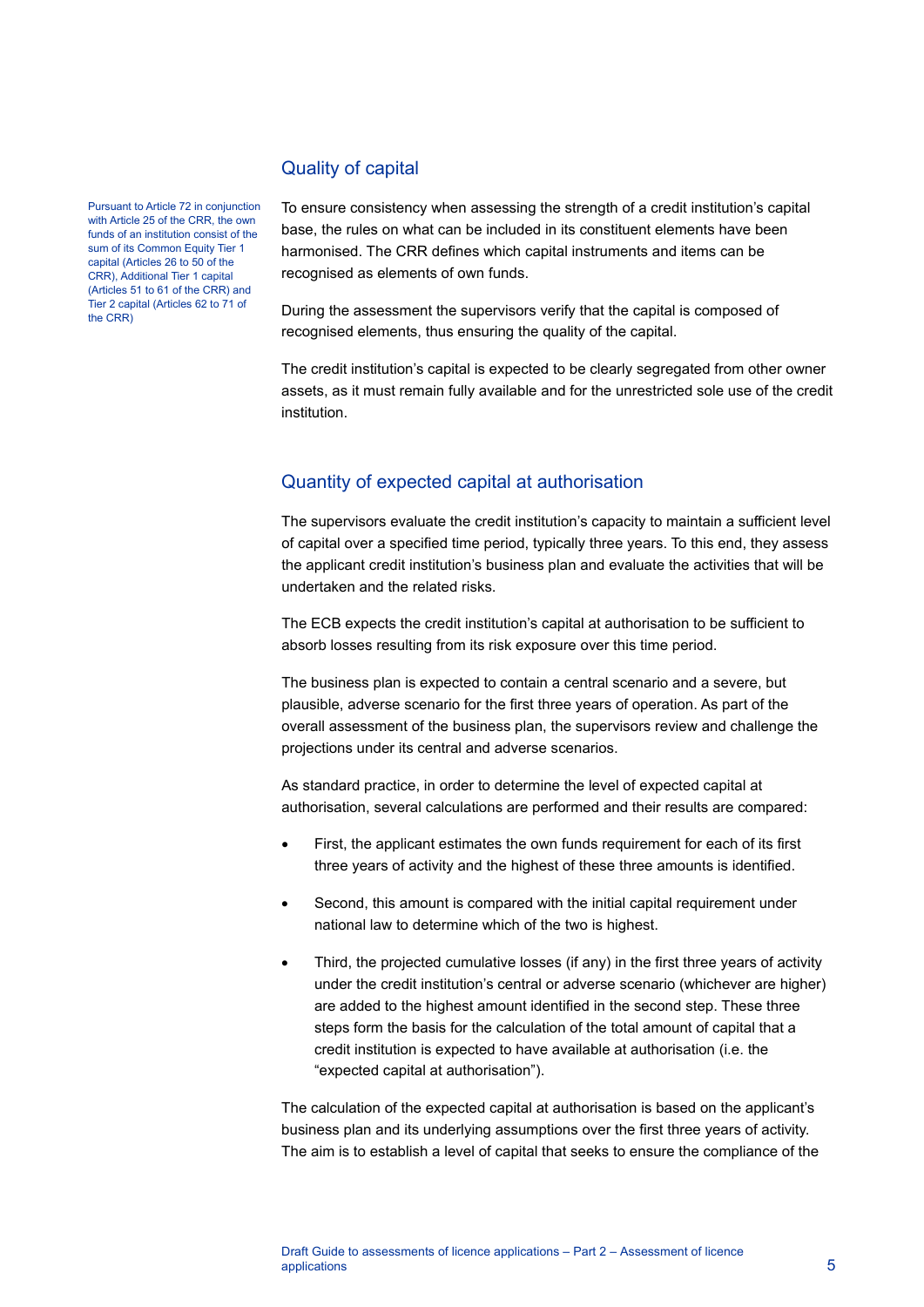## Quality of capital

Pursuant to Article 72 in conjunction with Article 25 of the CRR, the own funds of an institution consist of the sum of its Common Equity Tier 1 capital (Articles 26 to 50 of the CRR), Additional Tier 1 capital (Articles 51 to 61 of the CRR) and Tier 2 capital (Articles 62 to 71 of the CRR)

To ensure consistency when assessing the strength of a credit institution's capital base, the rules on what can be included in its constituent elements have been harmonised. The CRR defines which capital instruments and items can be recognised as elements of own funds.

During the assessment the supervisors verify that the capital is composed of recognised elements, thus ensuring the quality of the capital.

The credit institution's capital is expected to be clearly segregated from other owner assets, as it must remain fully available and for the unrestricted sole use of the credit institution.

## Quantity of expected capital at authorisation

The supervisors evaluate the credit institution's capacity to maintain a sufficient level of capital over a specified time period, typically three years. To this end, they assess the applicant credit institution's business plan and evaluate the activities that will be undertaken and the related risks.

The ECB expects the credit institution's capital at authorisation to be sufficient to absorb losses resulting from its risk exposure over this time period.

The business plan is expected to contain a central scenario and a severe, but plausible, adverse scenario for the first three years of operation. As part of the overall assessment of the business plan, the supervisors review and challenge the projections under its central and adverse scenarios.

As standard practice, in order to determine the level of expected capital at authorisation, several calculations are performed and their results are compared:

- First, the applicant estimates the own funds requirement for each of its first three years of activity and the highest of these three amounts is identified.
- Second, this amount is compared with the initial capital requirement under national law to determine which of the two is highest.
- Third, the projected cumulative losses (if any) in the first three years of activity under the credit institution's central or adverse scenario (whichever are higher) are added to the highest amount identified in the second step. These three steps form the basis for the calculation of the total amount of capital that a credit institution is expected to have available at authorisation (i.e. the "expected capital at authorisation").

The calculation of the expected capital at authorisation is based on the applicant's business plan and its underlying assumptions over the first three years of activity. The aim is to establish a level of capital that seeks to ensure the compliance of the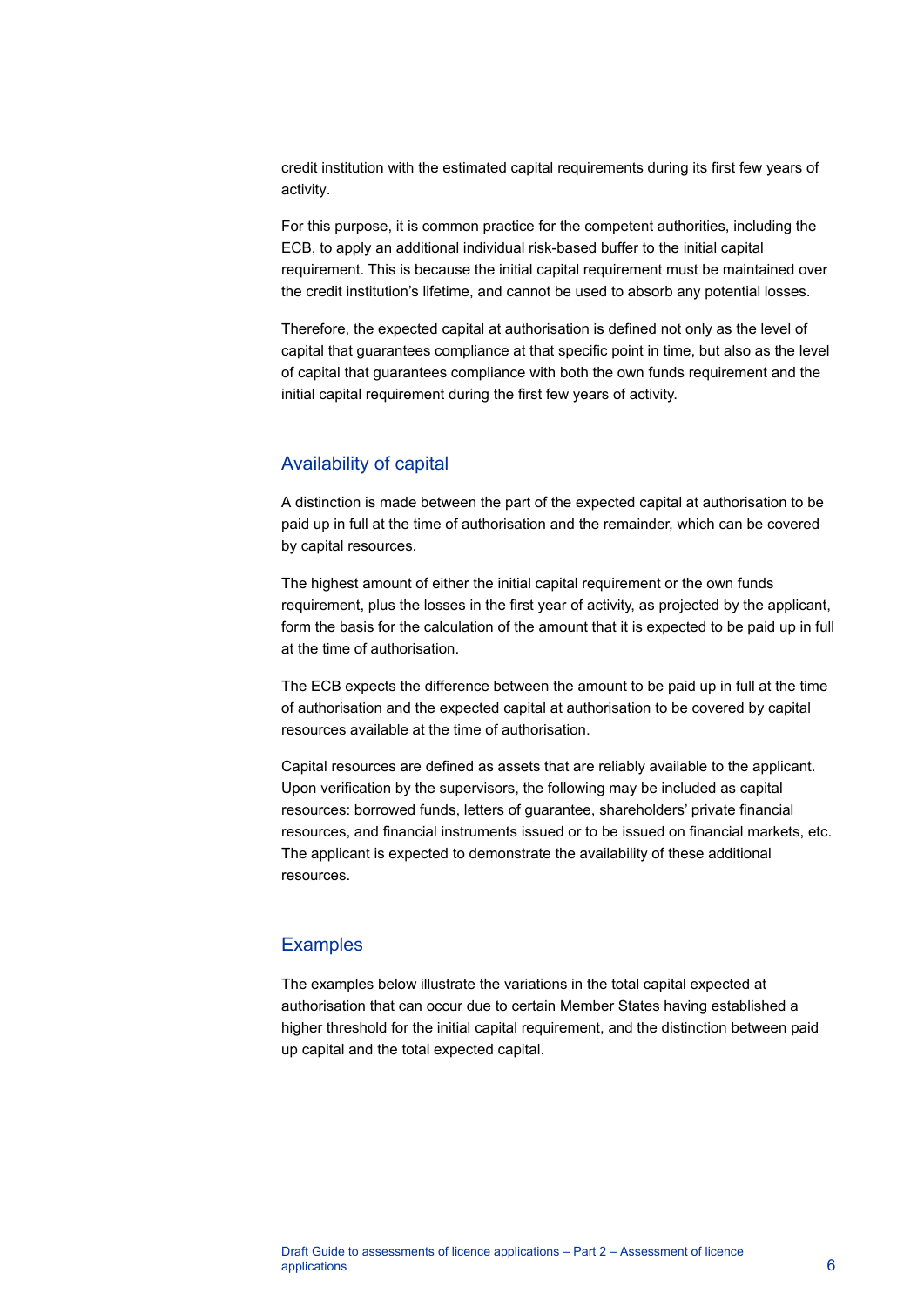credit institution with the estimated capital requirements during its first few years of activity.

For this purpose, it is common practice for the competent authorities, including the ECB, to apply an additional individual risk-based buffer to the initial capital requirement. This is because the initial capital requirement must be maintained over the credit institution's lifetime, and cannot be used to absorb any potential losses.

Therefore, the expected capital at authorisation is defined not only as the level of capital that guarantees compliance at that specific point in time, but also as the level of capital that guarantees compliance with both the own funds requirement and the initial capital requirement during the first few years of activity.

## Availability of capital

A distinction is made between the part of the expected capital at authorisation to be paid up in full at the time of authorisation and the remainder, which can be covered by capital resources.

The highest amount of either the initial capital requirement or the own funds requirement, plus the losses in the first year of activity, as projected by the applicant, form the basis for the calculation of the amount that it is expected to be paid up in full at the time of authorisation.

The ECB expects the difference between the amount to be paid up in full at the time of authorisation and the expected capital at authorisation to be covered by capital resources available at the time of authorisation.

Capital resources are defined as assets that are reliably available to the applicant. Upon verification by the supervisors, the following may be included as capital resources: borrowed funds, letters of guarantee, shareholders' private financial resources, and financial instruments issued or to be issued on financial markets, etc. The applicant is expected to demonstrate the availability of these additional resources.

## Examples

The examples below illustrate the variations in the total capital expected at authorisation that can occur due to certain Member States having established a higher threshold for the initial capital requirement, and the distinction between paid up capital and the total expected capital.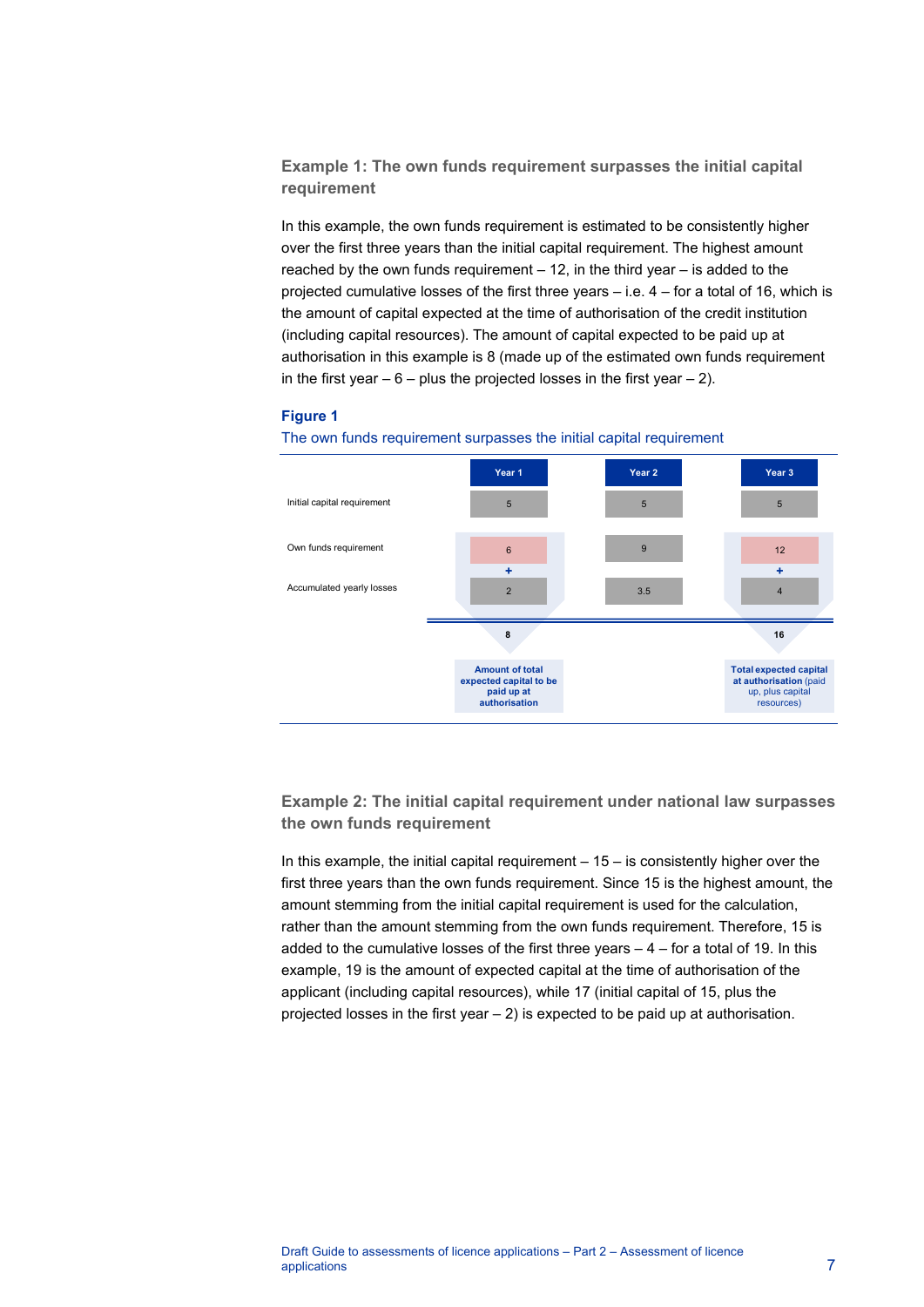### Example 1: The own funds requirement surpasses the initial capital requirement

In this example, the own funds requirement is estimated to be consistently higher over the first three years than the initial capital requirement. The highest amount reached by the own funds requirement – 12, in the third year – is added to the projected cumulative losses of the first three years – i.e. 4 – for a total of 16, which is the amount of capital expected at the time of authorisation of the credit institution (including capital resources). The amount of capital expected to be paid up at authorisation in this example is 8 (made up of the estimated own funds requirement in the first year – 6 – plus the projected losses in the first year – 2).

**Figure 1**

The own funds requirement surpasses the initial capital requirement

| | Year 1 | Year 2 | Year 3 |
|---|---|---|---|
| Initial capital requirement | 5 | 5 | 5 |
| Own funds requirement | 6 | 9 | 12 |
| | + | | + |
| Accumulated yearly losses | 2 | 3.5 | 4 |
| | 8 | | 16 |
| | **Amount of total expected capital to be paid up at authorisation** | | **Total expected capital at authorisation** (paid up, plus capital resources) |

### Example 2: The initial capital requirement under national law surpasses the own funds requirement

In this example, the initial capital requirement – 15 – is consistently higher over the first three years than the own funds requirement. Since 15 is the highest amount, the amount stemming from the initial capital requirement is used for the calculation, rather than the amount stemming from the own funds requirement. Therefore, 15 is added to the cumulative losses of the first three years – 4 – for a total of 19. In this example, 19 is the amount of expected capital at the time of authorisation of the applicant (including capital resources), while 17 (initial capital of 15, plus the projected losses in the first year – 2) is expected to be paid up at authorisation.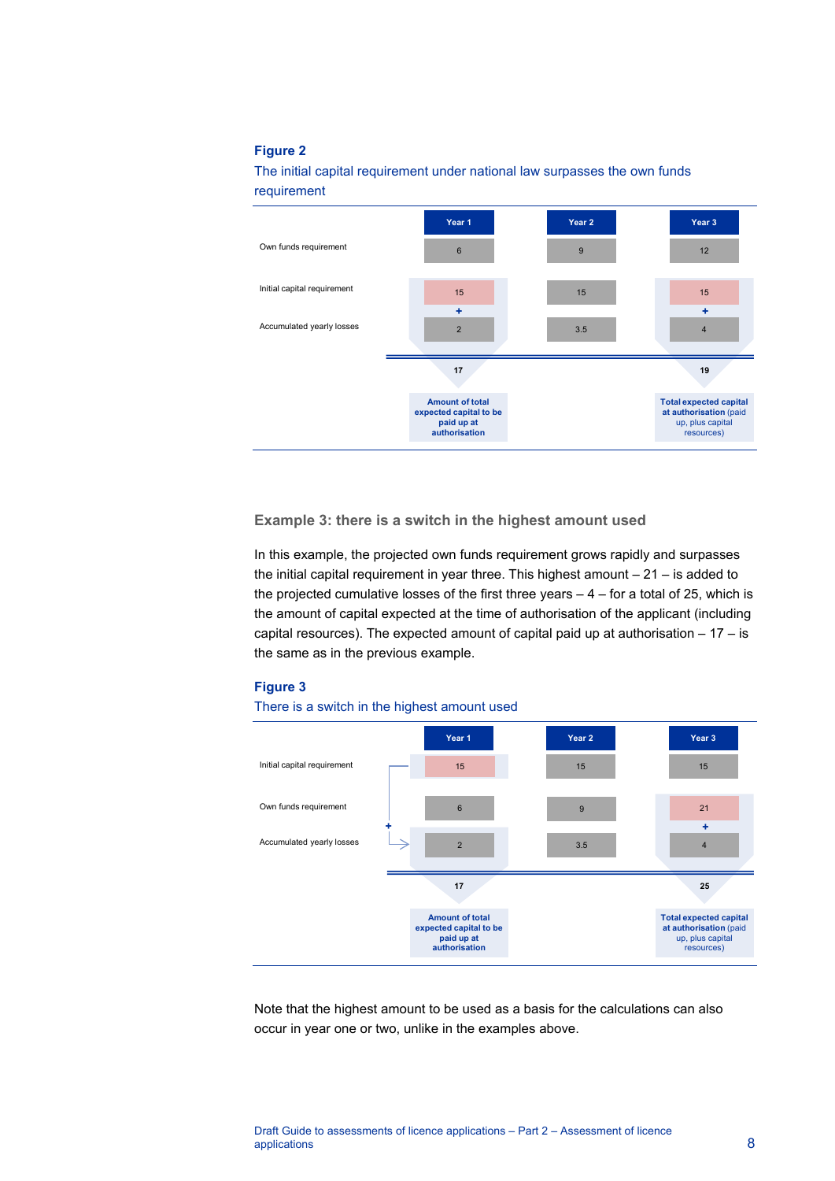**Figure 2**

The initial capital requirement under national law surpasses the own funds requirement

| | Year 1 | Year 2 | Year 3 |
|---|---|---|---|
| Own funds requirement | 6 | 9 | 12 |
| Initial capital requirement | 15 | 15 | 15 |
| | + | | + |
| Accumulated yearly losses | 2 | 3.5 | 4 |
| | 17 | | 19 |
| | **Amount of total expected capital to be paid up at authorisation** | | **Total expected capital at authorisation** (paid up, plus capital resources) |

### Example 3: there is a switch in the highest amount used

In this example, the projected own funds requirement grows rapidly and surpasses the initial capital requirement in year three. This highest amount – 21 – is added to the projected cumulative losses of the first three years – 4 – for a total of 25, which is the amount of capital expected at the time of authorisation of the applicant (including capital resources). The expected amount of capital paid up at authorisation – 17 – is the same as in the previous example.

**Figure 3**

There is a switch in the highest amount used

| | Year 1 | Year 2 | Year 3 |
|---|---|---|---|
| Initial capital requirement | 15 | 15 | 15 |
| Own funds requirement | 6 | 9 | 21 |
| | + | | + |
| Accumulated yearly losses | 2 | 3.5 | 4 |
| | 17 | | 25 |
| | **Amount of total expected capital to be paid up at authorisation** | | **Total expected capital at authorisation** (paid up, plus capital resources) |

Note that the highest amount to be used as a basis for the calculations can also occur in year one or two, unlike in the examples above.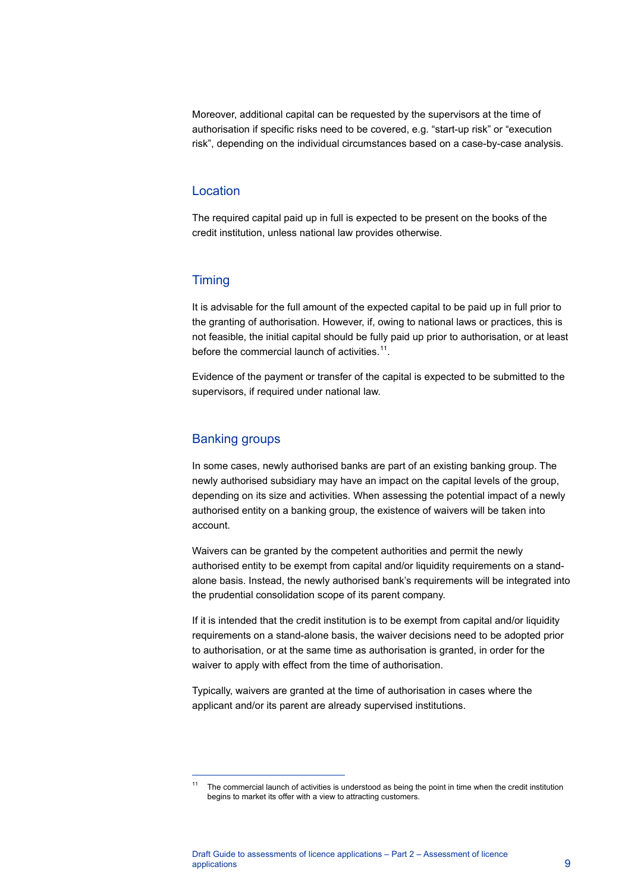Moreover, additional capital can be requested by the supervisors at the time of authorisation if specific risks need to be covered, e.g. "start-up risk" or "execution risk", depending on the individual circumstances based on a case-by-case analysis.

### Location

The required capital paid up in full is expected to be present on the books of the credit institution, unless national law provides otherwise.

### Timing

It is advisable for the full amount of the expected capital to be paid up in full prior to the granting of authorisation. However, if, owing to national laws or practices, this is not feasible, the initial capital should be fully paid up prior to authorisation, or at least before the commercial launch of activities.[11].

Evidence of the payment or transfer of the capital is expected to be submitted to the supervisors, if required under national law.

### Banking groups

In some cases, newly authorised banks are part of an existing banking group. The newly authorised subsidiary may have an impact on the capital levels of the group, depending on its size and activities. When assessing the potential impact of a newly authorised entity on a banking group, the existence of waivers will be taken into account.

Waivers can be granted by the competent authorities and permit the newly authorised entity to be exempt from capital and/or liquidity requirements on a stand-alone basis. Instead, the newly authorised bank's requirements will be integrated into the prudential consolidation scope of its parent company.

If it is intended that the credit institution is to be exempt from capital and/or liquidity requirements on a stand-alone basis, the waiver decisions need to be adopted prior to authorisation, or at the same time as authorisation is granted, in order for the waiver to apply with effect from the time of authorisation.

Typically, waivers are granted at the time of authorisation in cases where the applicant and/or its parent are already supervised institutions.

---

[11] The commercial launch of activities is understood as being the point in time when the credit institution begins to market its offer with a view to attracting customers.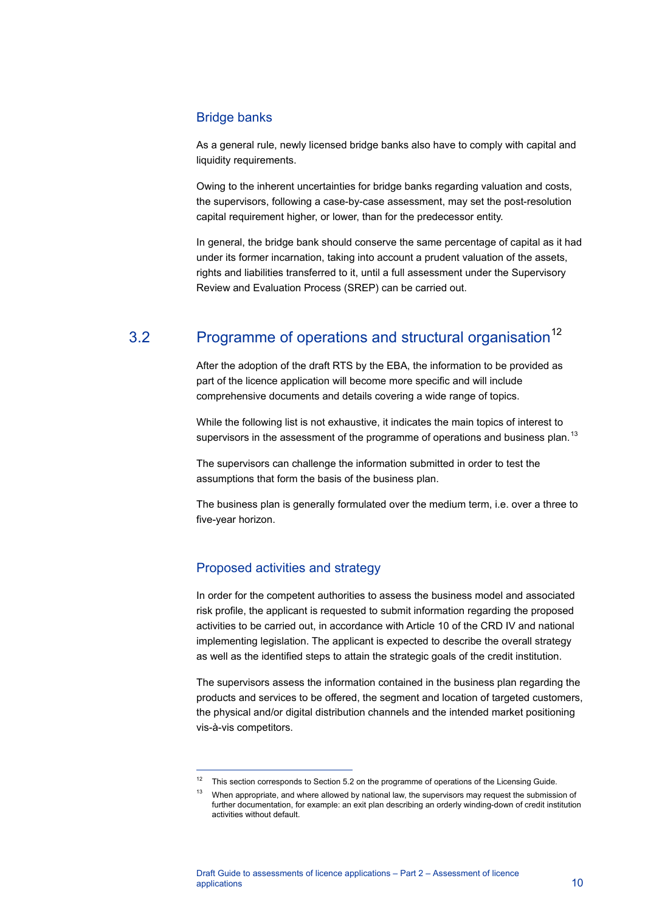### Bridge banks

As a general rule, newly licensed bridge banks also have to comply with capital and liquidity requirements.

Owing to the inherent uncertainties for bridge banks regarding valuation and costs, the supervisors, following a case-by-case assessment, may set the post-resolution capital requirement higher, or lower, than for the predecessor entity.

In general, the bridge bank should conserve the same percentage of capital as it had under its former incarnation, taking into account a prudent valuation of the assets, rights and liabilities transferred to it, until a full assessment under the Supervisory Review and Evaluation Process (SREP) can be carried out.

## 3.2 Programme of operations and structural organisation[12]

After the adoption of the draft RTS by the EBA, the information to be provided as part of the licence application will become more specific and will include comprehensive documents and details covering a wide range of topics.

While the following list is not exhaustive, it indicates the main topics of interest to supervisors in the assessment of the programme of operations and business plan.[13]

The supervisors can challenge the information submitted in order to test the assumptions that form the basis of the business plan.

The business plan is generally formulated over the medium term, i.e. over a three to five-year horizon.

### Proposed activities and strategy

In order for the competent authorities to assess the business model and associated risk profile, the applicant is requested to submit information regarding the proposed activities to be carried out, in accordance with Article 10 of the CRD IV and national implementing legislation. The applicant is expected to describe the overall strategy as well as the identified steps to attain the strategic goals of the credit institution.

The supervisors assess the information contained in the business plan regarding the products and services to be offered, the segment and location of targeted customers, the physical and/or digital distribution channels and the intended market positioning vis-à-vis competitors.

---

[12] This section corresponds to Section 5.2 on the programme of operations of the Licensing Guide.

[13] When appropriate, and where allowed by national law, the supervisors may request the submission of further documentation, for example: an exit plan describing an orderly winding-down of credit institution activities without default.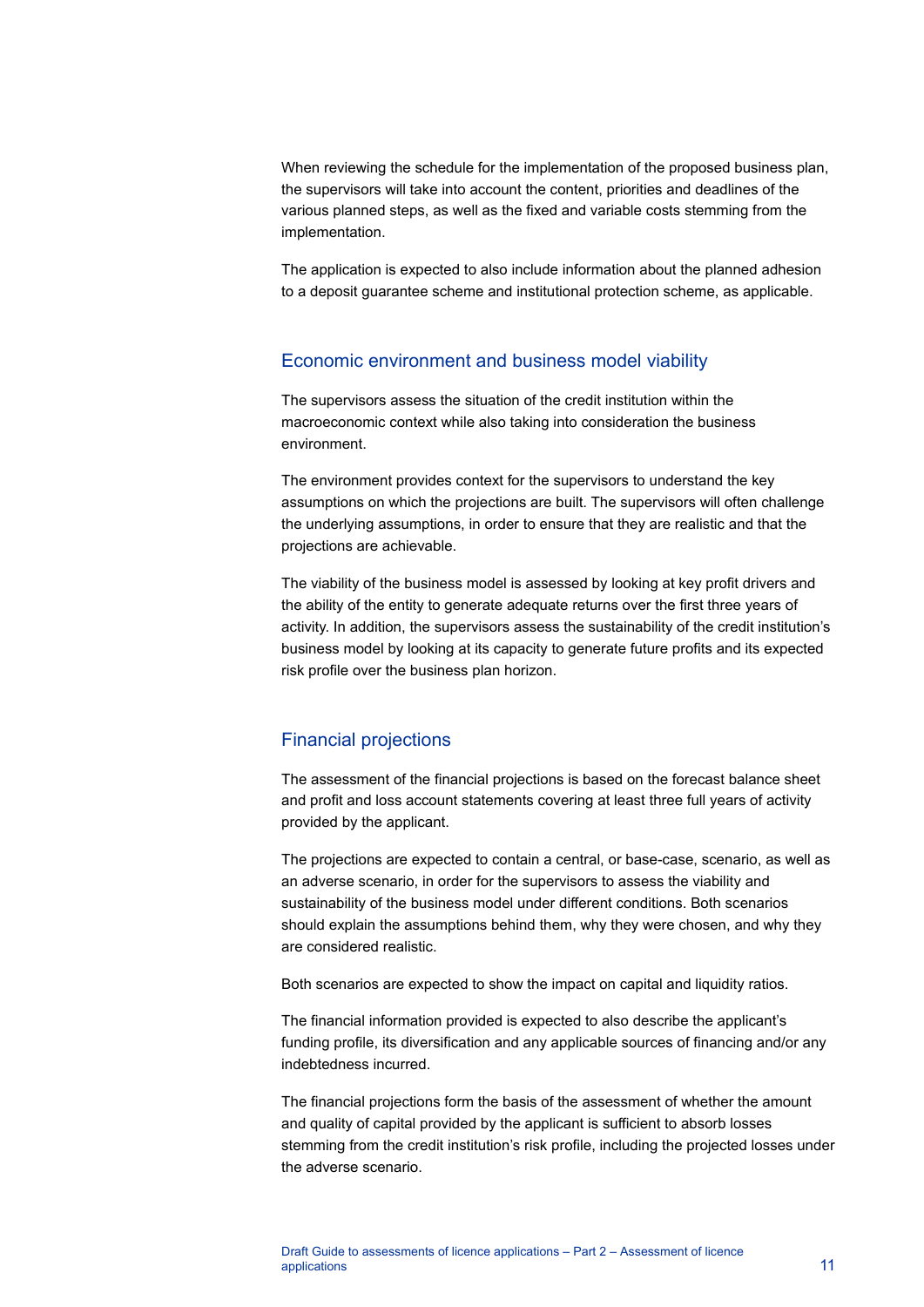When reviewing the schedule for the implementation of the proposed business plan, the supervisors will take into account the content, priorities and deadlines of the various planned steps, as well as the fixed and variable costs stemming from the implementation.

The application is expected to also include information about the planned adhesion to a deposit guarantee scheme and institutional protection scheme, as applicable.

## Economic environment and business model viability

The supervisors assess the situation of the credit institution within the macroeconomic context while also taking into consideration the business environment.

The environment provides context for the supervisors to understand the key assumptions on which the projections are built. The supervisors will often challenge the underlying assumptions, in order to ensure that they are realistic and that the projections are achievable.

The viability of the business model is assessed by looking at key profit drivers and the ability of the entity to generate adequate returns over the first three years of activity. In addition, the supervisors assess the sustainability of the credit institution's business model by looking at its capacity to generate future profits and its expected risk profile over the business plan horizon.

## Financial projections

The assessment of the financial projections is based on the forecast balance sheet and profit and loss account statements covering at least three full years of activity provided by the applicant.

The projections are expected to contain a central, or base-case, scenario, as well as an adverse scenario, in order for the supervisors to assess the viability and sustainability of the business model under different conditions. Both scenarios should explain the assumptions behind them, why they were chosen, and why they are considered realistic.

Both scenarios are expected to show the impact on capital and liquidity ratios.

The financial information provided is expected to also describe the applicant's funding profile, its diversification and any applicable sources of financing and/or any indebtedness incurred.

The financial projections form the basis of the assessment of whether the amount and quality of capital provided by the applicant is sufficient to absorb losses stemming from the credit institution's risk profile, including the projected losses under the adverse scenario.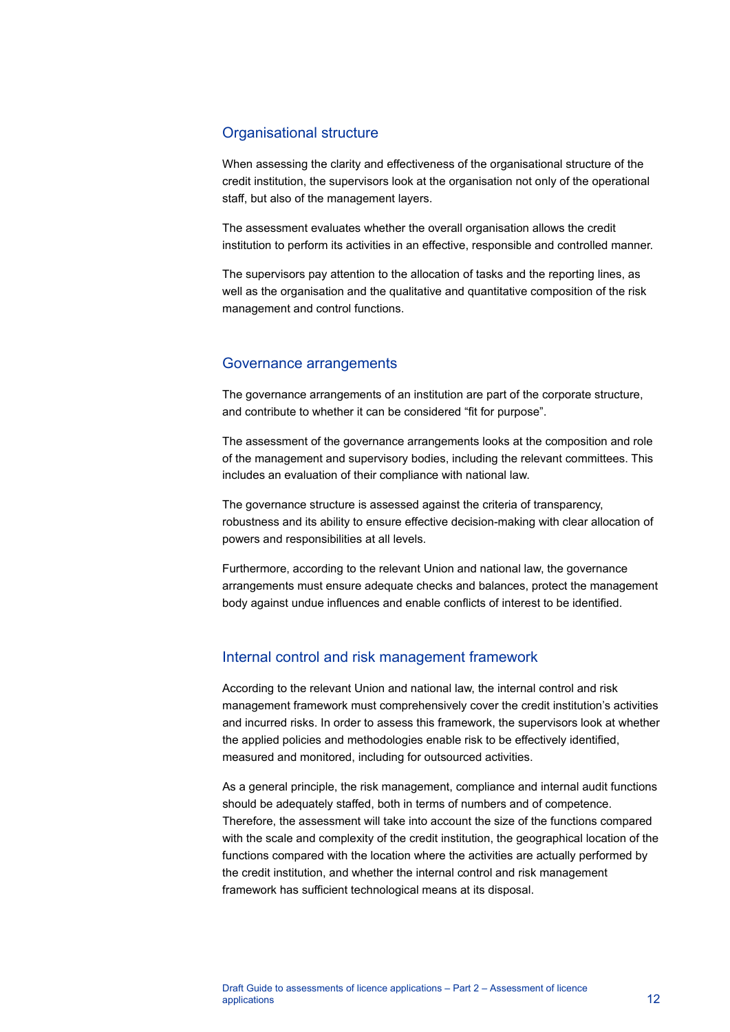## Organisational structure

When assessing the clarity and effectiveness of the organisational structure of the credit institution, the supervisors look at the organisation not only of the operational staff, but also of the management layers.

The assessment evaluates whether the overall organisation allows the credit institution to perform its activities in an effective, responsible and controlled manner.

The supervisors pay attention to the allocation of tasks and the reporting lines, as well as the organisation and the qualitative and quantitative composition of the risk management and control functions.

## Governance arrangements

The governance arrangements of an institution are part of the corporate structure, and contribute to whether it can be considered "fit for purpose".

The assessment of the governance arrangements looks at the composition and role of the management and supervisory bodies, including the relevant committees. This includes an evaluation of their compliance with national law.

The governance structure is assessed against the criteria of transparency, robustness and its ability to ensure effective decision-making with clear allocation of powers and responsibilities at all levels.

Furthermore, according to the relevant Union and national law, the governance arrangements must ensure adequate checks and balances, protect the management body against undue influences and enable conflicts of interest to be identified.

## Internal control and risk management framework

According to the relevant Union and national law, the internal control and risk management framework must comprehensively cover the credit institution's activities and incurred risks. In order to assess this framework, the supervisors look at whether the applied policies and methodologies enable risk to be effectively identified, measured and monitored, including for outsourced activities.

As a general principle, the risk management, compliance and internal audit functions should be adequately staffed, both in terms of numbers and of competence. Therefore, the assessment will take into account the size of the functions compared with the scale and complexity of the credit institution, the geographical location of the functions compared with the location where the activities are actually performed by the credit institution, and whether the internal control and risk management framework has sufficient technological means at its disposal.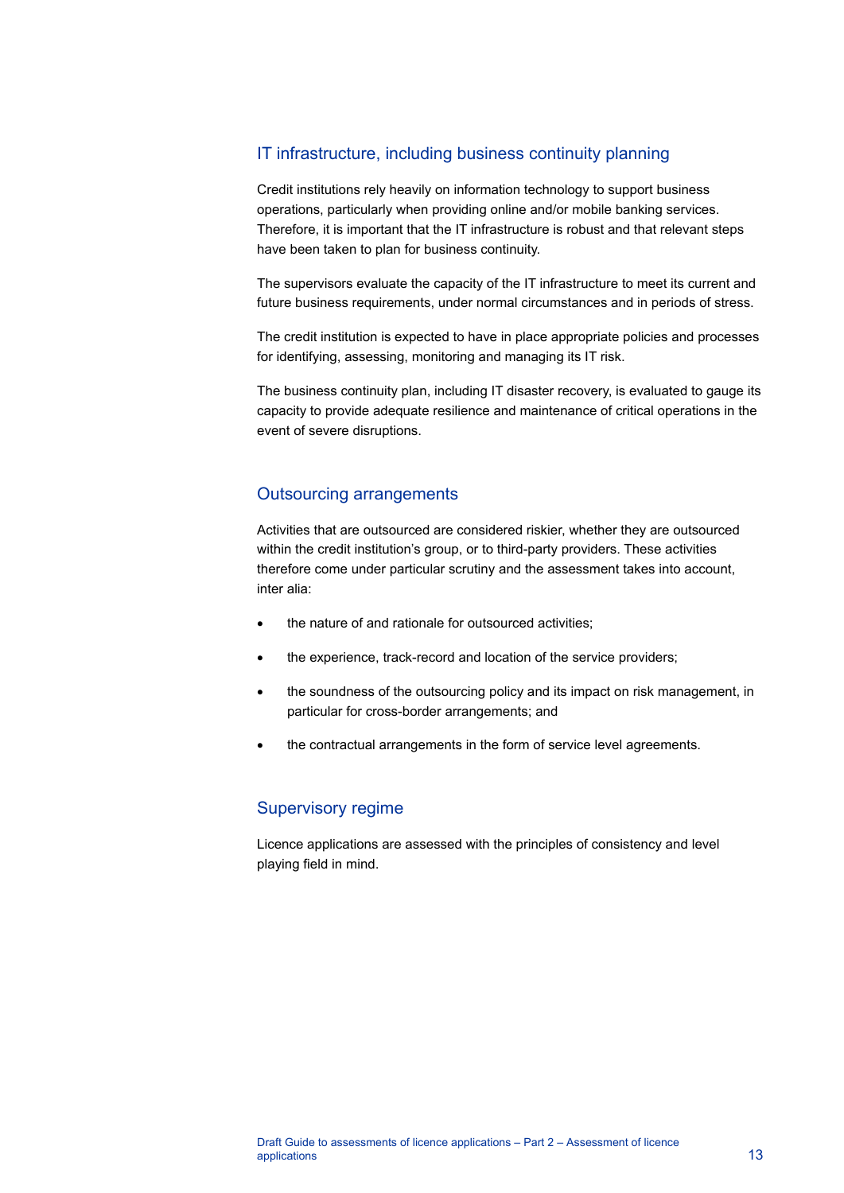### IT infrastructure, including business continuity planning

Credit institutions rely heavily on information technology to support business operations, particularly when providing online and/or mobile banking services. Therefore, it is important that the IT infrastructure is robust and that relevant steps have been taken to plan for business continuity.

The supervisors evaluate the capacity of the IT infrastructure to meet its current and future business requirements, under normal circumstances and in periods of stress.

The credit institution is expected to have in place appropriate policies and processes for identifying, assessing, monitoring and managing its IT risk.

The business continuity plan, including IT disaster recovery, is evaluated to gauge its capacity to provide adequate resilience and maintenance of critical operations in the event of severe disruptions.

### Outsourcing arrangements

Activities that are outsourced are considered riskier, whether they are outsourced within the credit institution's group, or to third-party providers. These activities therefore come under particular scrutiny and the assessment takes into account, inter alia:

- the nature of and rationale for outsourced activities;
- the experience, track-record and location of the service providers;
- the soundness of the outsourcing policy and its impact on risk management, in particular for cross-border arrangements; and
- the contractual arrangements in the form of service level agreements.

### Supervisory regime

Licence applications are assessed with the principles of consistency and level playing field in mind.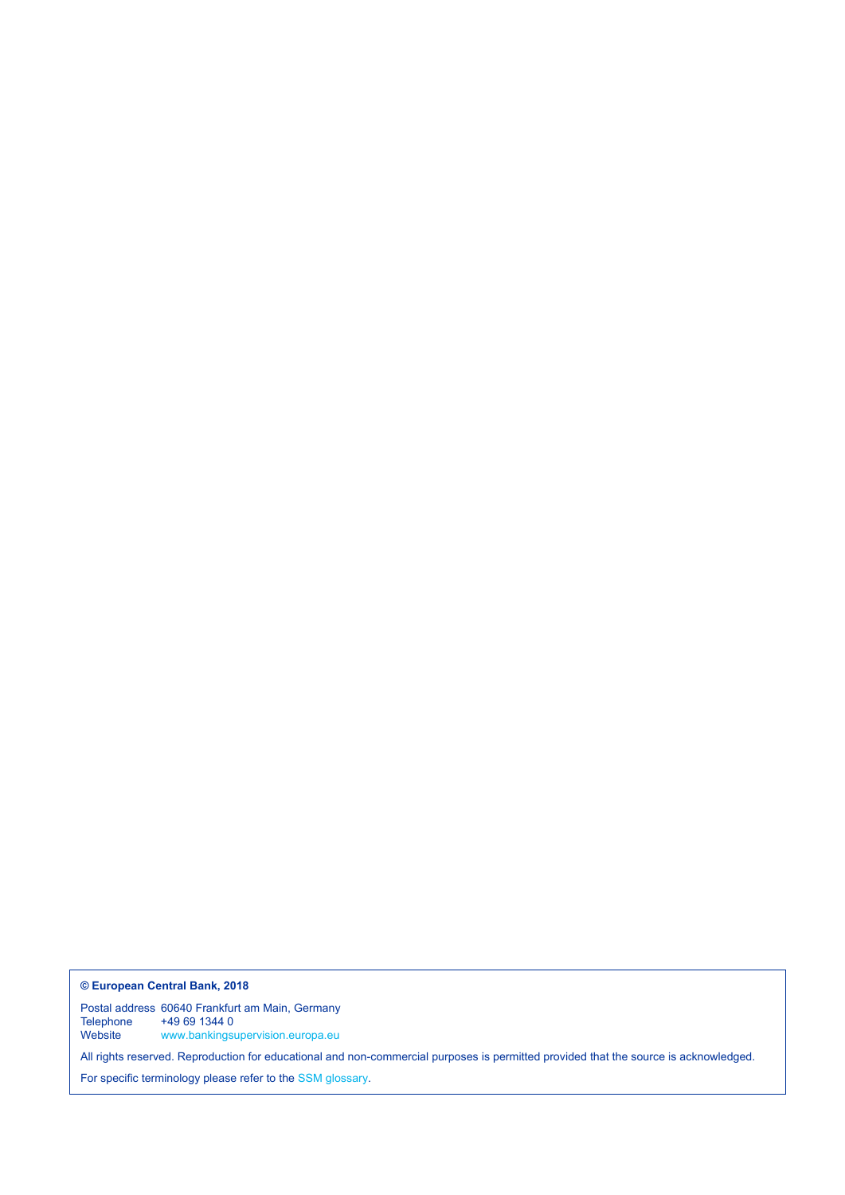**© European Central Bank, 2018**

Postal address 60640 Frankfurt am Main, Germany
Telephone +49 69 1344 0
Website www.bankingsupervision.europa.eu

All rights reserved. Reproduction for educational and non-commercial purposes is permitted provided that the source is acknowledged.

For specific terminology please refer to the SSM glossary.